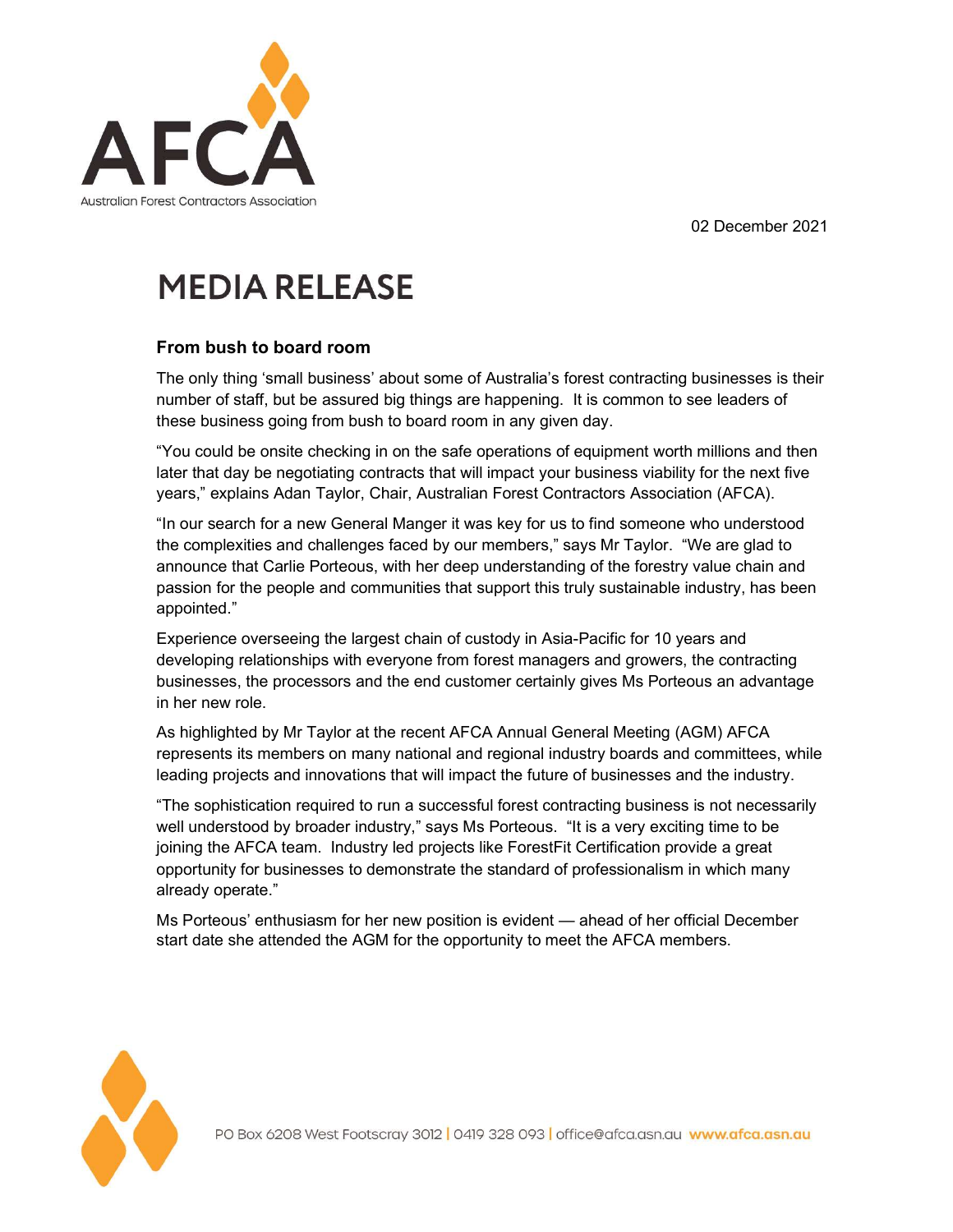AFCA
Australian Forest Contractors Association

02 December 2021

# MEDIA RELEASE

### From bush to board room

The only thing 'small business' about some of Australia's forest contracting businesses is their number of staff, but be assured big things are happening. It is common to see leaders of these business going from bush to board room in any given day.

"You could be onsite checking in on the safe operations of equipment worth millions and then later that day be negotiating contracts that will impact your business viability for the next five years," explains Adan Taylor, Chair, Australian Forest Contractors Association (AFCA).

"In our search for a new General Manger it was key for us to find someone who understood the complexities and challenges faced by our members," says Mr Taylor. "We are glad to announce that Carlie Porteous, with her deep understanding of the forestry value chain and passion for the people and communities that support this truly sustainable industry, has been appointed."

Experience overseeing the largest chain of custody in Asia-Pacific for 10 years and developing relationships with everyone from forest managers and growers, the contracting businesses, the processors and the end customer certainly gives Ms Porteous an advantage in her new role.

As highlighted by Mr Taylor at the recent AFCA Annual General Meeting (AGM) AFCA represents its members on many national and regional industry boards and committees, while leading projects and innovations that will impact the future of businesses and the industry.

"The sophistication required to run a successful forest contracting business is not necessarily well understood by broader industry," says Ms Porteous. "It is a very exciting time to be joining the AFCA team. Industry led projects like ForestFit Certification provide a great opportunity for businesses to demonstrate the standard of professionalism in which many already operate."

Ms Porteous' enthusiasm for her new position is evident — ahead of her official December start date she attended the AGM for the opportunity to meet the AFCA members.

PO Box 6208 West Footscray 3012 | 0419 328 093 | office@afca.asn.au www.afca.asn.au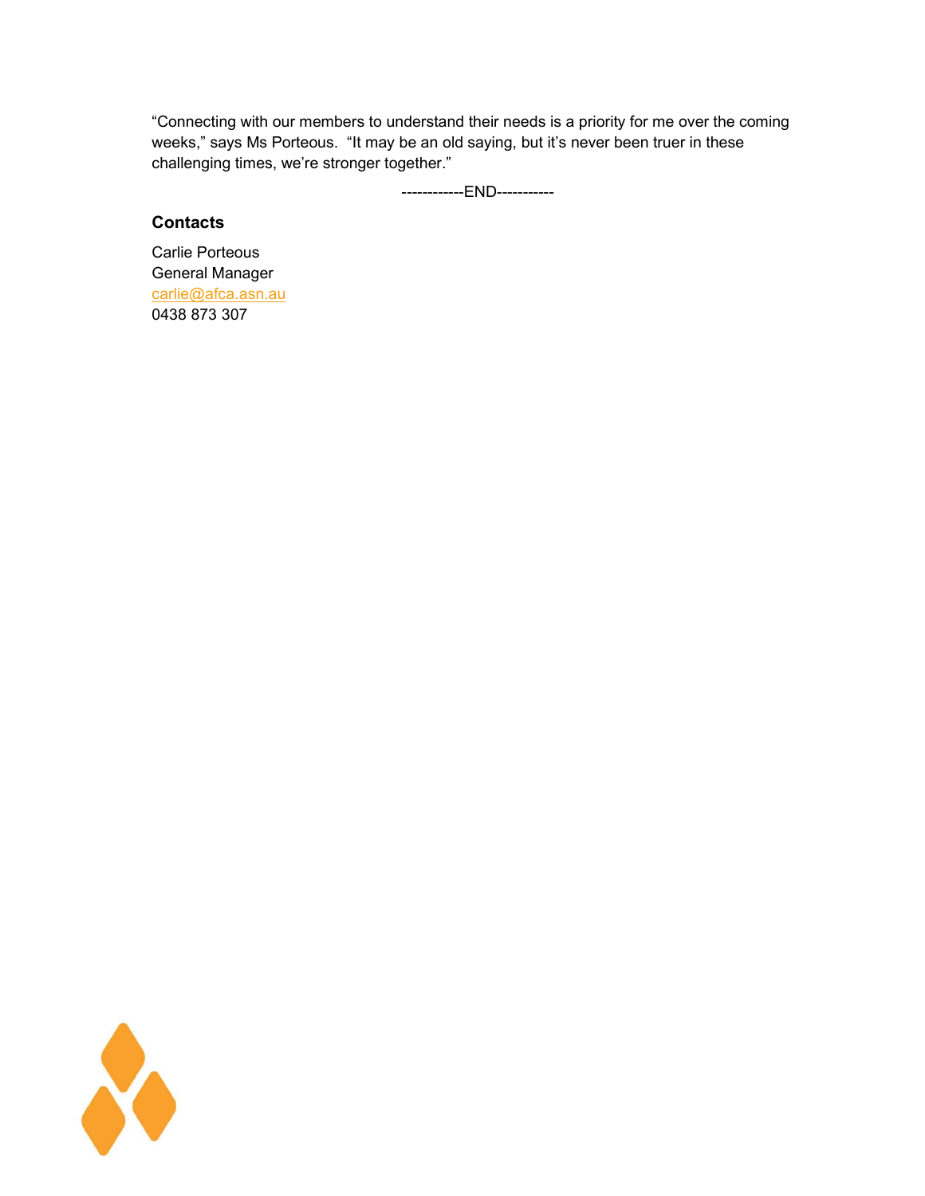"Connecting with our members to understand their needs is a priority for me over the coming weeks," says Ms Porteous. "It may be an old saying, but it's never been truer in these challenging times, we're stronger together."

------------END-----------

### Contacts

Carlie Porteous  
General Manager  
carlie@afca.asn.au  
0438 873 307